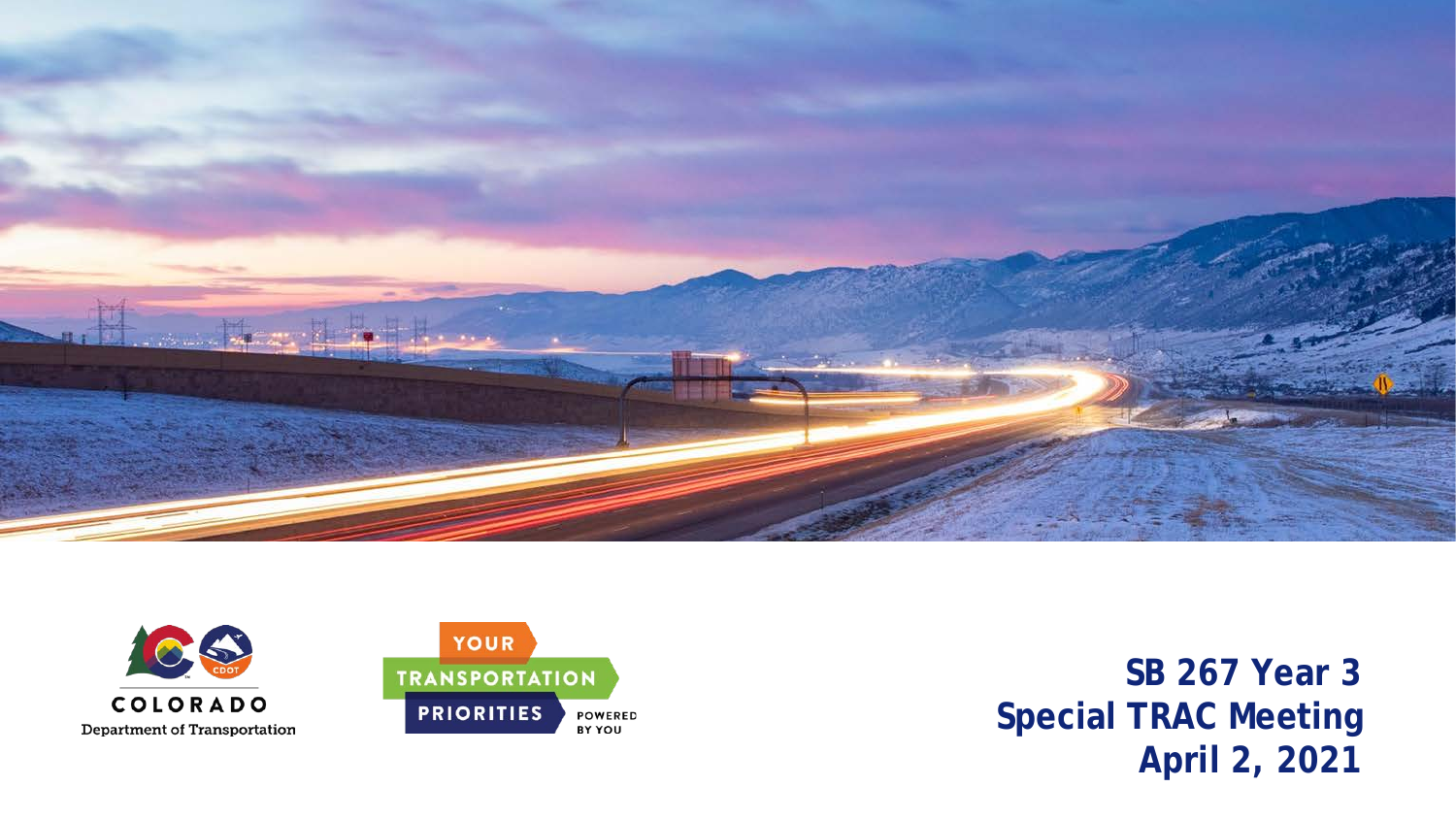COLORADO
Department of Transportation

YOUR TRANSPORTATION PRIORITIES POWERED BY YOU

# SB 267 Year 3 Special TRAC Meeting April 2, 2021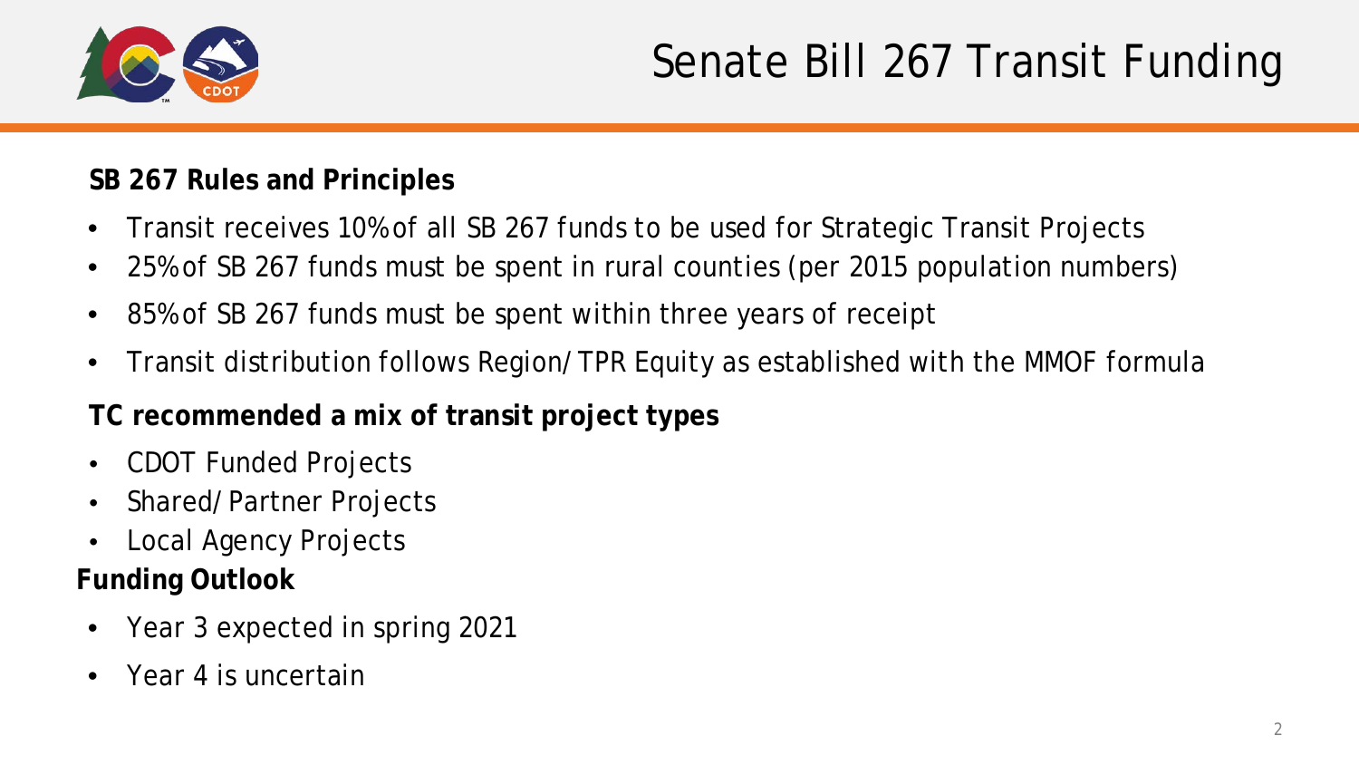# Senate Bill 267 Transit Funding

**SB 267 Rules and Principles**

- Transit receives 10% of all SB 267 funds to be used for Strategic Transit Projects
- 25% of SB 267 funds must be spent in rural counties (per 2015 population numbers)
- 85% of SB 267 funds must be spent within three years of receipt
- Transit distribution follows Region/TPR Equity as established with the MMOF formula

**TC recommended a mix of transit project types**

- CDOT Funded Projects
- Shared/Partner Projects
- Local Agency Projects

**Funding Outlook**

- Year 3 expected in spring 2021
- Year 4 is uncertain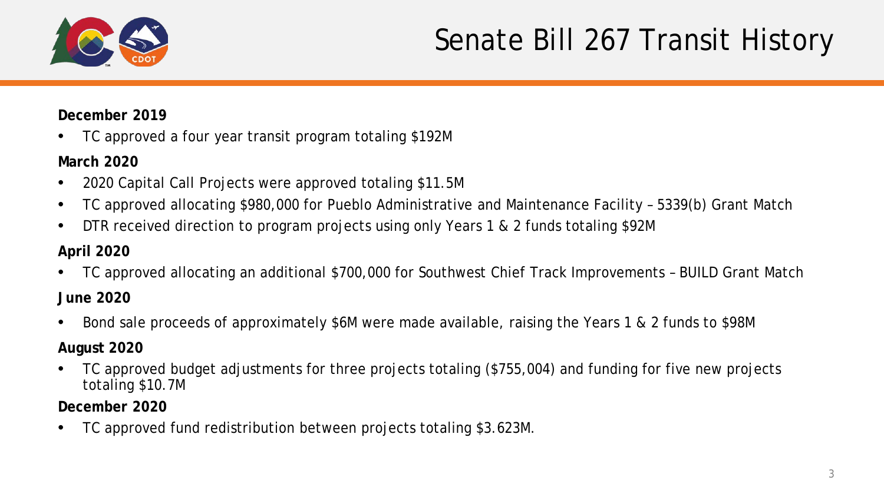# Senate Bill 267 Transit History

**December 2019**

- TC approved a four year transit program totaling $192M

**March 2020**

- 2020 Capital Call Projects were approved totaling $11.5M
- TC approved allocating $980,000 for Pueblo Administrative and Maintenance Facility – 5339(b) Grant Match
- DTR received direction to program projects using only Years 1 & 2 funds totaling $92M

**April 2020**

- TC approved allocating an additional $700,000 for Southwest Chief Track Improvements – BUILD Grant Match

**June 2020**

- Bond sale proceeds of approximately $6M were made available, raising the Years 1 & 2 funds to $98M

**August 2020**

- TC approved budget adjustments for three projects totaling ($755,004) and funding for five new projects totaling $10.7M

**December 2020**

- TC approved fund redistribution between projects totaling $3.623M.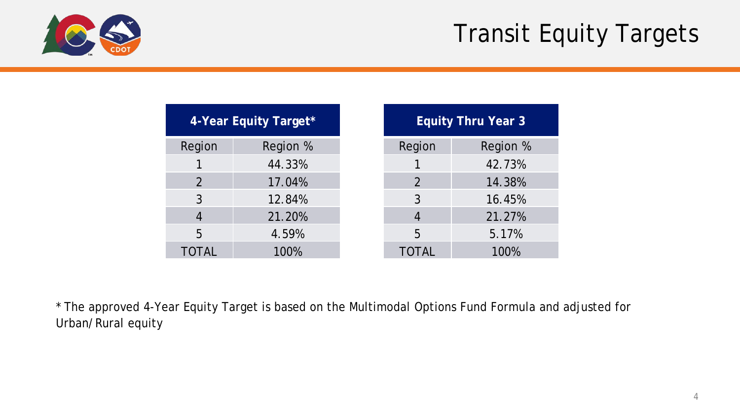# Transit Equity Targets

| 4-Year Equity Target* | |
|---|---|
| Region | Region % |
| 1 | 44.33% |
| 2 | 17.04% |
| 3 | 12.84% |
| 4 | 21.20% |
| 5 | 4.59% |
| TOTAL | 100% |

| Equity Thru Year 3 | |
|---|---|
| Region | Region % |
| 1 | 42.73% |
| 2 | 14.38% |
| 3 | 16.45% |
| 4 | 21.27% |
| 5 | 5.17% |
| TOTAL | 100% |

* The approved 4-Year Equity Target is based on the Multimodal Options Fund Formula and adjusted for Urban/Rural equity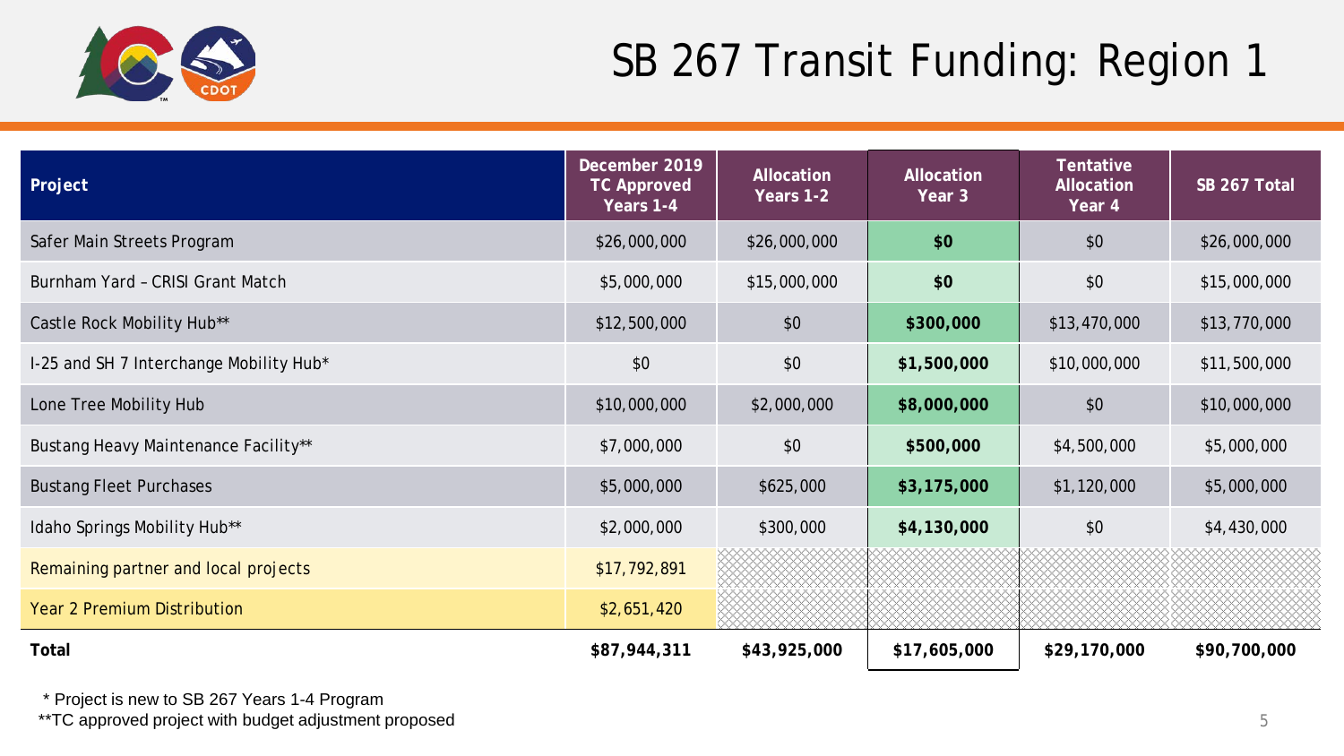# SB 267 Transit Funding: Region 1

| Project | December 2019 TC Approved Years 1-4 | Allocation Years 1-2 | Allocation Year 3 | Tentative Allocation Year 4 | SB 267 Total |
|---|---|---|---|---|---|
| Safer Main Streets Program | $26,000,000 | $26,000,000 | **$0** | $0 | $26,000,000 |
| Burnham Yard – CRISI Grant Match | $5,000,000 | $15,000,000 | **$0** | $0 | $15,000,000 |
| Castle Rock Mobility Hub** | $12,500,000 | $0 | **$300,000** | $13,470,000 | $13,770,000 |
| I-25 and SH 7 Interchange Mobility Hub* | $0 | $0 | **$1,500,000** | $10,000,000 | $11,500,000 |
| Lone Tree Mobility Hub | $10,000,000 | $2,000,000 | **$8,000,000** | $0 | $10,000,000 |
| Bustang Heavy Maintenance Facility** | $7,000,000 | $0 | **$500,000** | $4,500,000 | $5,000,000 |
| Bustang Fleet Purchases | $5,000,000 | $625,000 | **$3,175,000** | $1,120,000 | $5,000,000 |
| Idaho Springs Mobility Hub** | $2,000,000 | $300,000 | **$4,130,000** | $0 | $4,430,000 |
| Remaining partner and local projects | $17,792,891 | | | | |
| Year 2 Premium Distribution | $2,651,420 | | | | |
| **Total** | **$87,944,311** | **$43,925,000** | **$17,605,000** | **$29,170,000** | **$90,700,000** |

\* Project is new to SB 267 Years 1-4 Program

\*\*TC approved project with budget adjustment proposed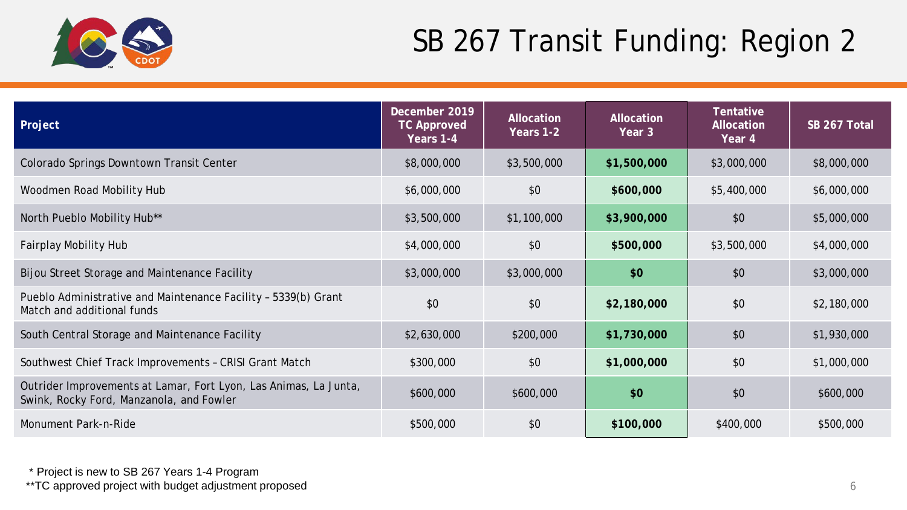# SB 267 Transit Funding: Region 2

| Project | December 2019 TC Approved Years 1-4 | Allocation Years 1-2 | Allocation Year 3 | Tentative Allocation Year 4 | SB 267 Total |
|---|---|---|---|---|---|
| Colorado Springs Downtown Transit Center | $8,000,000 | $3,500,000 | **$1,500,000** | $3,000,000 | $8,000,000 |
| Woodmen Road Mobility Hub | $6,000,000 | $0 | **$600,000** | $5,400,000 | $6,000,000 |
| North Pueblo Mobility Hub** | $3,500,000 | $1,100,000 | **$3,900,000** | $0 | $5,000,000 |
| Fairplay Mobility Hub | $4,000,000 | $0 | **$500,000** | $3,500,000 | $4,000,000 |
| Bijou Street Storage and Maintenance Facility | $3,000,000 | $3,000,000 | **$0** | $0 | $3,000,000 |
| Pueblo Administrative and Maintenance Facility – 5339(b) Grant Match and additional funds | $0 | $0 | **$2,180,000** | $0 | $2,180,000 |
| South Central Storage and Maintenance Facility | $2,630,000 | $200,000 | **$1,730,000** | $0 | $1,930,000 |
| Southwest Chief Track Improvements – CRISI Grant Match | $300,000 | $0 | **$1,000,000** | $0 | $1,000,000 |
| Outrider Improvements at Lamar, Fort Lyon, Las Animas, La Junta, Swink, Rocky Ford, Manzanola, and Fowler | $600,000 | $600,000 | **$0** | $0 | $600,000 |
| Monument Park-n-Ride | $500,000 | $0 | **$100,000** | $400,000 | $500,000 |

\* Project is new to SB 267 Years 1-4 Program

\*\*TC approved project with budget adjustment proposed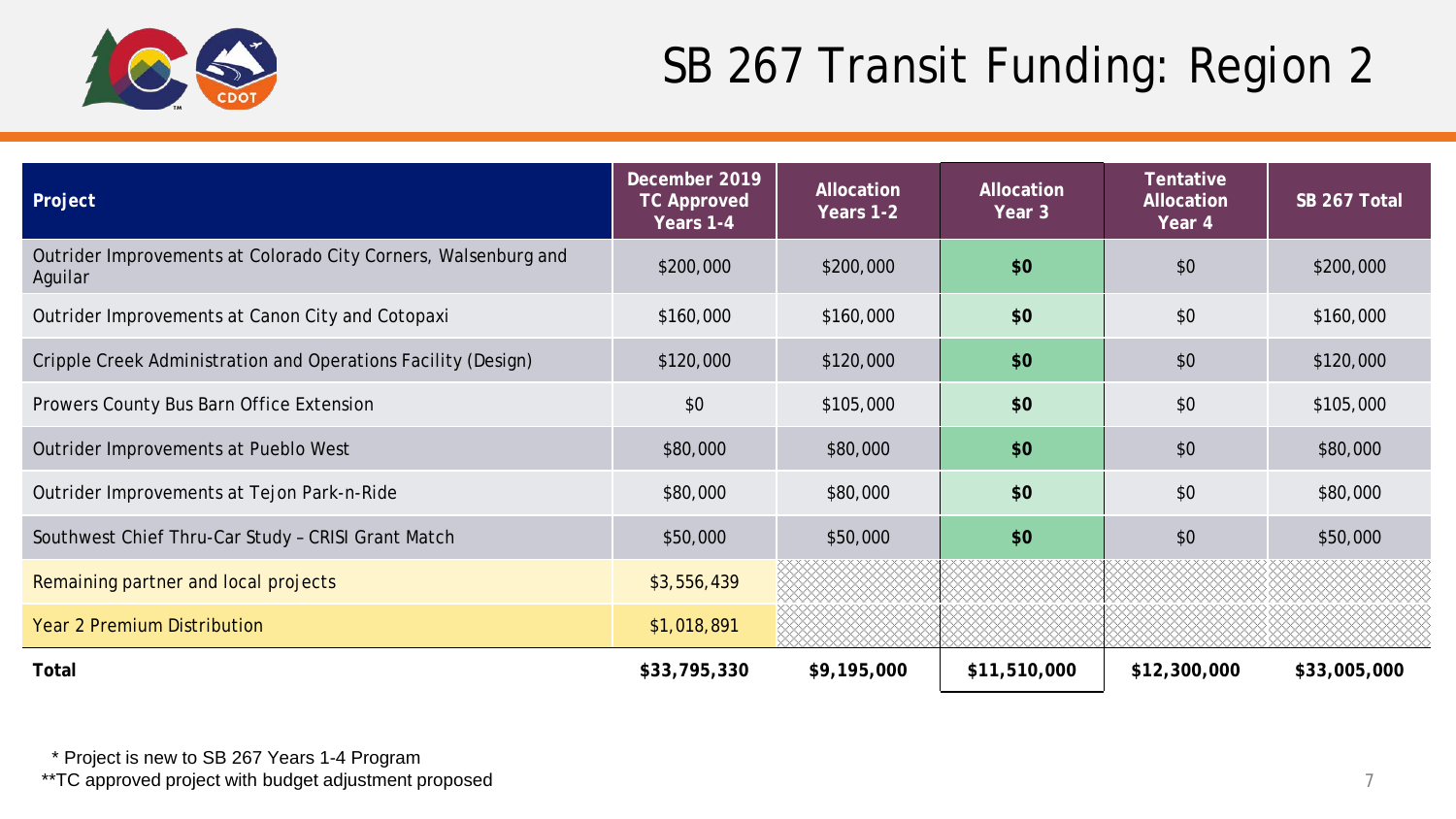# SB 267 Transit Funding: Region 2

| Project | December 2019 TC Approved Years 1-4 | Allocation Years 1-2 | Allocation Year 3 | Tentative Allocation Year 4 | SB 267 Total |
|---|---|---|---|---|---|
| Outrider Improvements at Colorado City Corners, Walsenburg and Aguilar | $200,000 | $200,000 | **$0** | $0 | $200,000 |
| Outrider Improvements at Canon City and Cotopaxi | $160,000 | $160,000 | **$0** | $0 | $160,000 |
| Cripple Creek Administration and Operations Facility (Design) | $120,000 | $120,000 | **$0** | $0 | $120,000 |
| Prowers County Bus Barn Office Extension | $0 | $105,000 | **$0** | $0 | $105,000 |
| Outrider Improvements at Pueblo West | $80,000 | $80,000 | **$0** | $0 | $80,000 |
| Outrider Improvements at Tejon Park-n-Ride | $80,000 | $80,000 | **$0** | $0 | $80,000 |
| Southwest Chief Thru-Car Study – CRISI Grant Match | $50,000 | $50,000 | **$0** | $0 | $50,000 |
| Remaining partner and local projects | $3,556,439 | | | | |
| Year 2 Premium Distribution | $1,018,891 | | | | |
| **Total** | **$33,795,330** | **$9,195,000** | **$11,510,000** | **$12,300,000** | **$33,005,000** |

\* Project is new to SB 267 Years 1-4 Program

\*\*TC approved project with budget adjustment proposed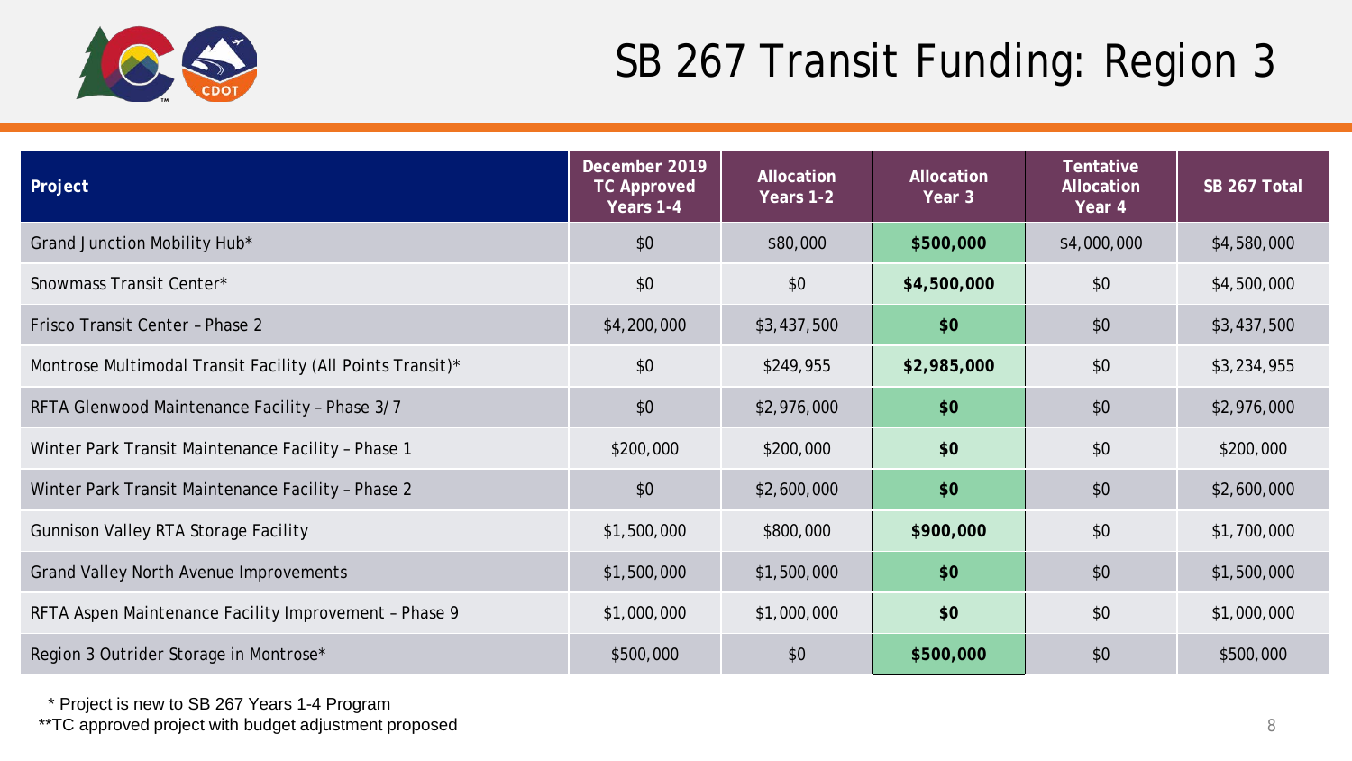# SB 267 Transit Funding: Region 3

| Project | December 2019 TC Approved Years 1-4 | Allocation Years 1-2 | Allocation Year 3 | Tentative Allocation Year 4 | SB 267 Total |
|---|---|---|---|---|---|
| Grand Junction Mobility Hub* | $0 | $80,000 | **$500,000** | $4,000,000 | $4,580,000 |
| Snowmass Transit Center* | $0 | $0 | **$4,500,000** | $0 | $4,500,000 |
| Frisco Transit Center – Phase 2 | $4,200,000 | $3,437,500 | **$0** | $0 | $3,437,500 |
| Montrose Multimodal Transit Facility (All Points Transit)* | $0 | $249,955 | **$2,985,000** | $0 | $3,234,955 |
| RFTA Glenwood Maintenance Facility – Phase 3/7 | $0 | $2,976,000 | **$0** | $0 | $2,976,000 |
| Winter Park Transit Maintenance Facility – Phase 1 | $200,000 | $200,000 | **$0** | $0 | $200,000 |
| Winter Park Transit Maintenance Facility – Phase 2 | $0 | $2,600,000 | **$0** | $0 | $2,600,000 |
| Gunnison Valley RTA Storage Facility | $1,500,000 | $800,000 | **$900,000** | $0 | $1,700,000 |
| Grand Valley North Avenue Improvements | $1,500,000 | $1,500,000 | **$0** | $0 | $1,500,000 |
| RFTA Aspen Maintenance Facility Improvement – Phase 9 | $1,000,000 | $1,000,000 | **$0** | $0 | $1,000,000 |
| Region 3 Outrider Storage in Montrose* | $500,000 | $0 | **$500,000** | $0 | $500,000 |

\* Project is new to SB 267 Years 1-4 Program

\*\*TC approved project with budget adjustment proposed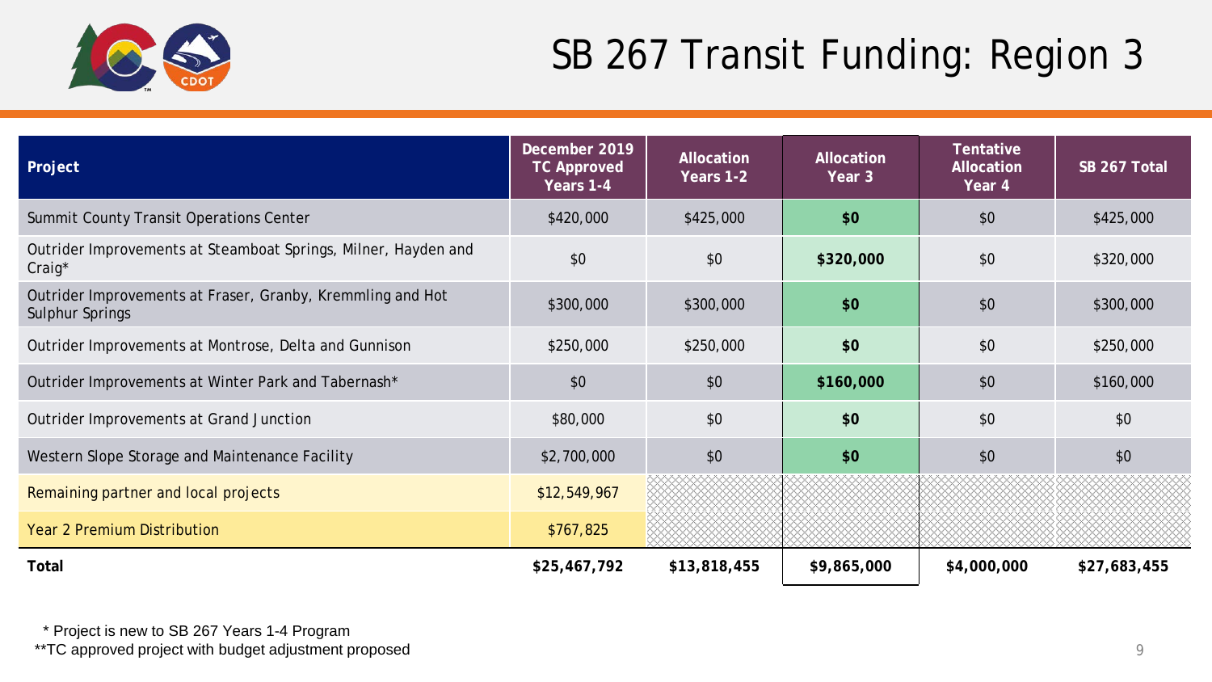# SB 267 Transit Funding: Region 3

| Project | December 2019 TC Approved Years 1-4 | Allocation Years 1-2 | Allocation Year 3 | Tentative Allocation Year 4 | SB 267 Total |
|---|---|---|---|---|---|
| Summit County Transit Operations Center | $420,000 | $425,000 | **$0** | $0 | $425,000 |
| Outrider Improvements at Steamboat Springs, Milner, Hayden and Craig* | $0 | $0 | **$320,000** | $0 | $320,000 |
| Outrider Improvements at Fraser, Granby, Kremmling and Hot Sulphur Springs | $300,000 | $300,000 | **$0** | $0 | $300,000 |
| Outrider Improvements at Montrose, Delta and Gunnison | $250,000 | $250,000 | **$0** | $0 | $250,000 |
| Outrider Improvements at Winter Park and Tabernash* | $0 | $0 | **$160,000** | $0 | $160,000 |
| Outrider Improvements at Grand Junction | $80,000 | $0 | **$0** | $0 | $0 |
| Western Slope Storage and Maintenance Facility | $2,700,000 | $0 | **$0** | $0 | $0 |
| Remaining partner and local projects | $12,549,967 | | | | |
| Year 2 Premium Distribution | $767,825 | | | | |
| **Total** | **$25,467,792** | **$13,818,455** | **$9,865,000** | **$4,000,000** | **$27,683,455** |

\* Project is new to SB 267 Years 1-4 Program

\*\*TC approved project with budget adjustment proposed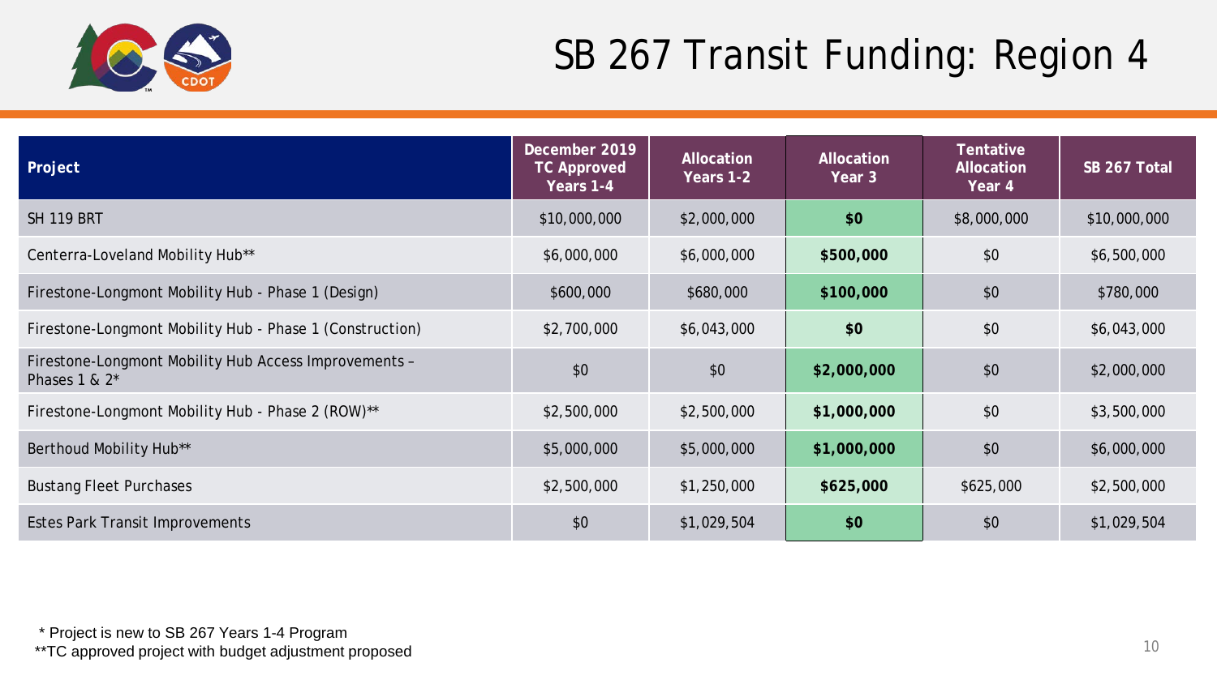# SB 267 Transit Funding: Region 4

| Project | December 2019 TC Approved Years 1-4 | Allocation Years 1-2 | Allocation Year 3 | Tentative Allocation Year 4 | SB 267 Total |
|---|---|---|---|---|---|
| SH 119 BRT | $10,000,000 | $2,000,000 | **$0** | $8,000,000 | $10,000,000 |
| Centerra-Loveland Mobility Hub** | $6,000,000 | $6,000,000 | **$500,000** | $0 | $6,500,000 |
| Firestone-Longmont Mobility Hub - Phase 1 (Design) | $600,000 | $680,000 | **$100,000** | $0 | $780,000 |
| Firestone-Longmont Mobility Hub - Phase 1 (Construction) | $2,700,000 | $6,043,000 | **$0** | $0 | $6,043,000 |
| Firestone-Longmont Mobility Hub Access Improvements – Phases 1 & 2* | $0 | $0 | **$2,000,000** | $0 | $2,000,000 |
| Firestone-Longmont Mobility Hub - Phase 2 (ROW)** | $2,500,000 | $2,500,000 | **$1,000,000** | $0 | $3,500,000 |
| Berthoud Mobility Hub** | $5,000,000 | $5,000,000 | **$1,000,000** | $0 | $6,000,000 |
| Bustang Fleet Purchases | $2,500,000 | $1,250,000 | **$625,000** | $625,000 | $2,500,000 |
| Estes Park Transit Improvements | $0 | $1,029,504 | **$0** | $0 | $1,029,504 |

\* Project is new to SB 267 Years 1-4 Program

\*\*TC approved project with budget adjustment proposed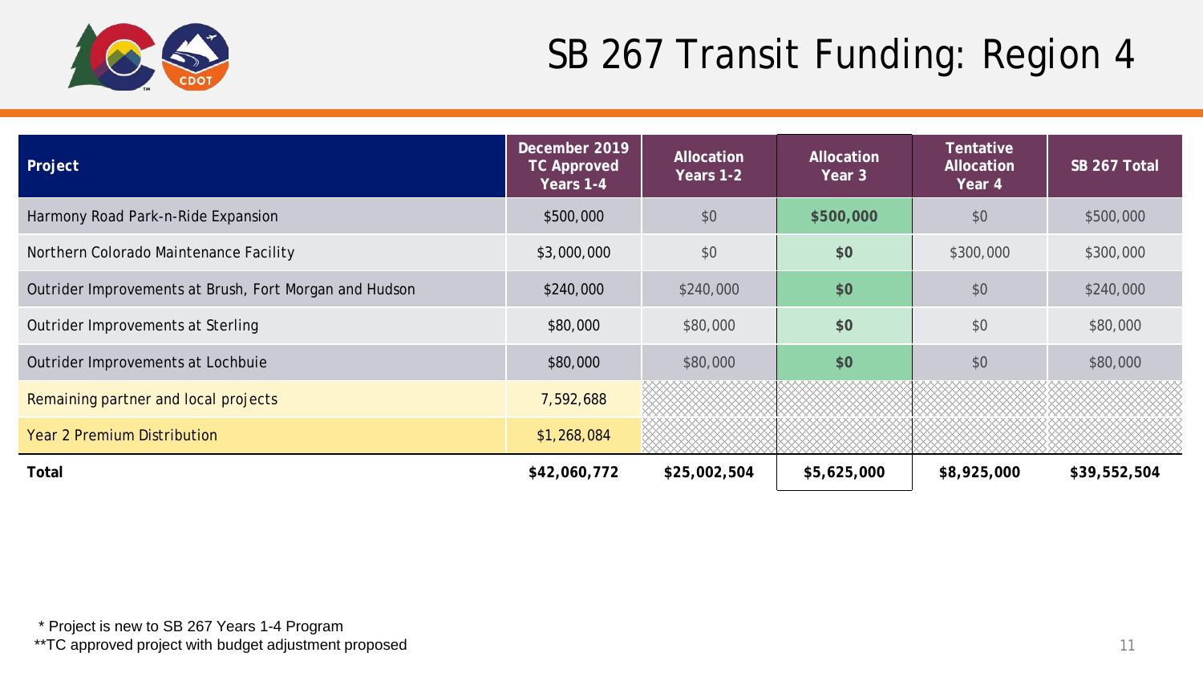# SB 267 Transit Funding: Region 4

| Project | December 2019 TC Approved Years 1-4 | Allocation Years 1-2 | Allocation Year 3 | Tentative Allocation Year 4 | SB 267 Total |
|---|---|---|---|---|---|
| Harmony Road Park-n-Ride Expansion | $500,000 | $0 | **$500,000** | $0 | $500,000 |
| Northern Colorado Maintenance Facility | $3,000,000 | $0 | **$0** | $300,000 | $300,000 |
| Outrider Improvements at Brush, Fort Morgan and Hudson | $240,000 | $240,000 | **$0** | $0 | $240,000 |
| Outrider Improvements at Sterling | $80,000 | $80,000 | **$0** | $0 | $80,000 |
| Outrider Improvements at Lochbuie | $80,000 | $80,000 | **$0** | $0 | $80,000 |
| Remaining partner and local projects | 7,592,688 | | | | |
| Year 2 Premium Distribution | $1,268,084 | | | | |
| **Total** | **$42,060,772** | **$25,002,504** | **$5,625,000** | **$8,925,000** | **$39,552,504** |

\* Project is new to SB 267 Years 1-4 Program

**TC approved project with budget adjustment proposed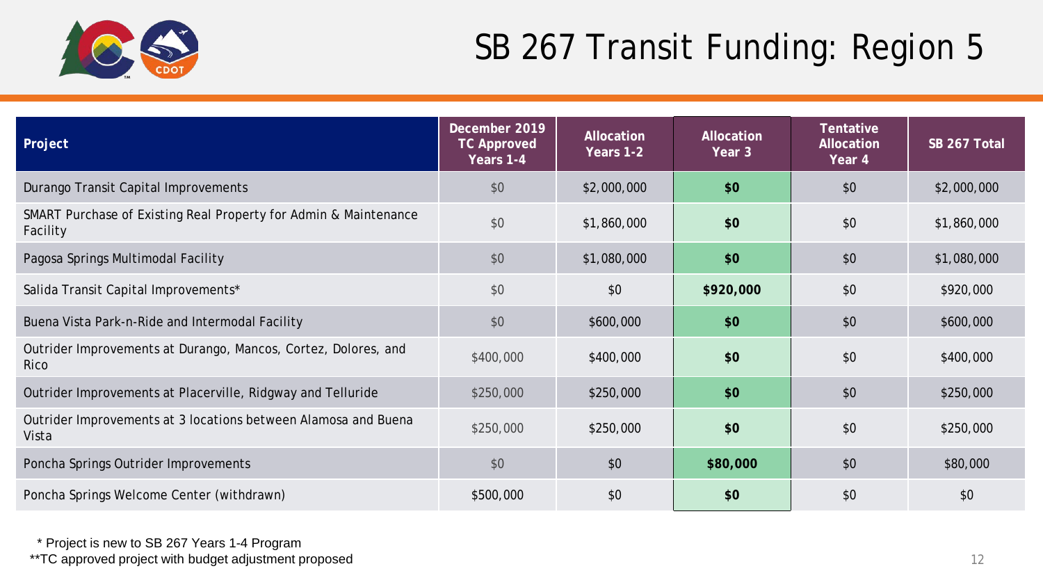# SB 267 Transit Funding: Region 5

| Project | December 2019 TC Approved Years 1-4 | Allocation Years 1-2 | Allocation Year 3 | Tentative Allocation Year 4 | SB 267 Total |
|---|---|---|---|---|---|
| Durango Transit Capital Improvements | $0 | $2,000,000 | **$0** | $0 | $2,000,000 |
| SMART Purchase of Existing Real Property for Admin & Maintenance Facility | $0 | $1,860,000 | **$0** | $0 | $1,860,000 |
| Pagosa Springs Multimodal Facility | $0 | $1,080,000 | **$0** | $0 | $1,080,000 |
| Salida Transit Capital Improvements* | $0 | $0 | **$920,000** | $0 | $920,000 |
| Buena Vista Park-n-Ride and Intermodal Facility | $0 | $600,000 | **$0** | $0 | $600,000 |
| Outrider Improvements at Durango, Mancos, Cortez, Dolores, and Rico | $400,000 | $400,000 | **$0** | $0 | $400,000 |
| Outrider Improvements at Placerville, Ridgway and Telluride | $250,000 | $250,000 | **$0** | $0 | $250,000 |
| Outrider Improvements at 3 locations between Alamosa and Buena Vista | $250,000 | $250,000 | **$0** | $0 | $250,000 |
| Poncha Springs Outrider Improvements | $0 | $0 | **$80,000** | $0 | $80,000 |
| Poncha Springs Welcome Center (withdrawn) | $500,000 | $0 | **$0** | $0 | $0 |

\* Project is new to SB 267 Years 1-4 Program

\*\*TC approved project with budget adjustment proposed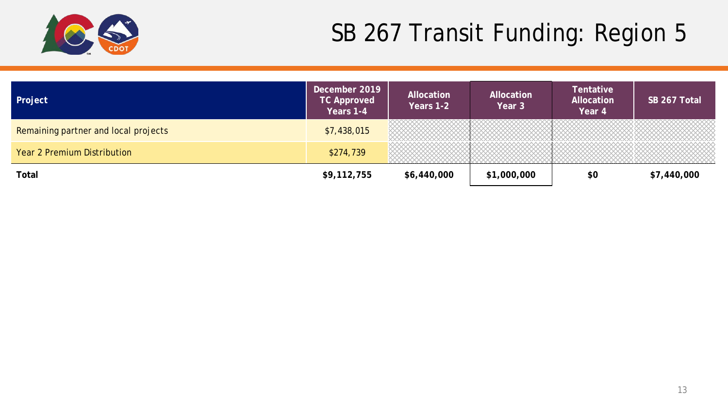# SB 267 Transit Funding: Region 5

| Project | December 2019 TC Approved Years 1-4 | Allocation Years 1-2 | Allocation Year 3 | Tentative Allocation Year 4 | SB 267 Total |
|---|---|---|---|---|---|
| Remaining partner and local projects | $7,438,015 | | | | |
| Year 2 Premium Distribution | $274,739 | | | | |
| **Total** | **$9,112,755** | **$6,440,000** | **$1,000,000** | **$0** | **$7,440,000** |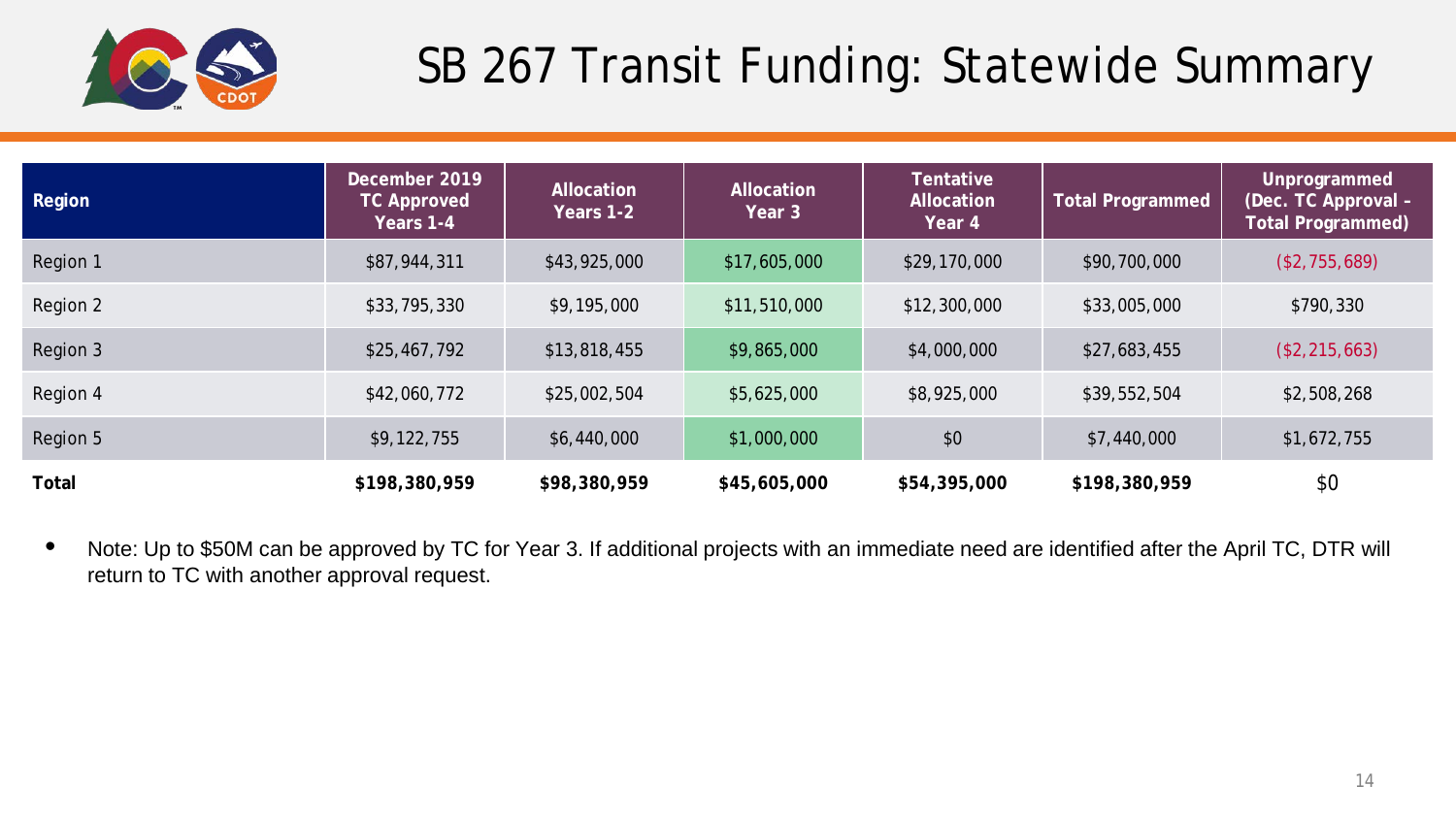# SB 267 Transit Funding: Statewide Summary

| Region | December 2019 TC Approved Years 1-4 | Allocation Years 1-2 | Allocation Year 3 | Tentative Allocation Year 4 | Total Programmed | Unprogrammed (Dec. TC Approval – Total Programmed) |
|---|---|---|---|---|---|---|
| Region 1 | $87,944,311 | $43,925,000 | $17,605,000 | $29,170,000 | $90,700,000 | ($2,755,689) |
| Region 2 | $33,795,330 | $9,195,000 | $11,510,000 | $12,300,000 | $33,005,000 | $790,330 |
| Region 3 | $25,467,792 | $13,818,455 | $9,865,000 | $4,000,000 | $27,683,455 | ($2,215,663) |
| Region 4 | $42,060,772 | $25,002,504 | $5,625,000 | $8,925,000 | $39,552,504 | $2,508,268 |
| Region 5 | $9,122,755 | $6,440,000 | $1,000,000 | $0 | $7,440,000 | $1,672,755 |
| **Total** | **$198,380,959** | **$98,380,959** | **$45,605,000** | **$54,395,000** | **$198,380,959** | $0 |

- Note: Up to $50M can be approved by TC for Year 3. If additional projects with an immediate need are identified after the April TC, DTR will return to TC with another approval request.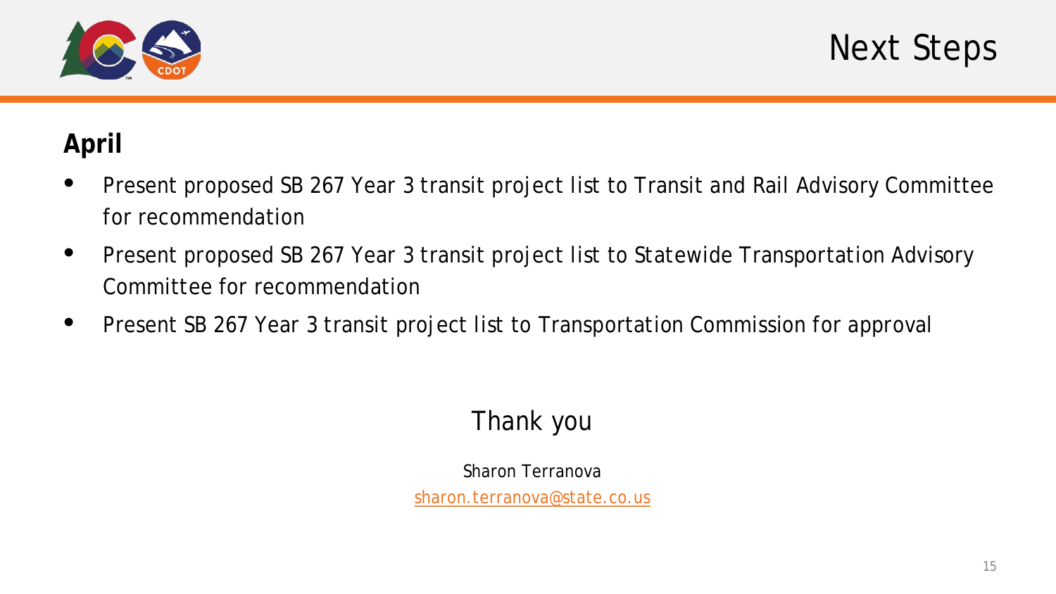# Next Steps

## April

- Present proposed SB 267 Year 3 transit project list to Transit and Rail Advisory Committee for recommendation
- Present proposed SB 267 Year 3 transit project list to Statewide Transportation Advisory Committee for recommendation
- Present SB 267 Year 3 transit project list to Transportation Commission for approval

Thank you

Sharon Terranova

sharon.terranova@state.co.us